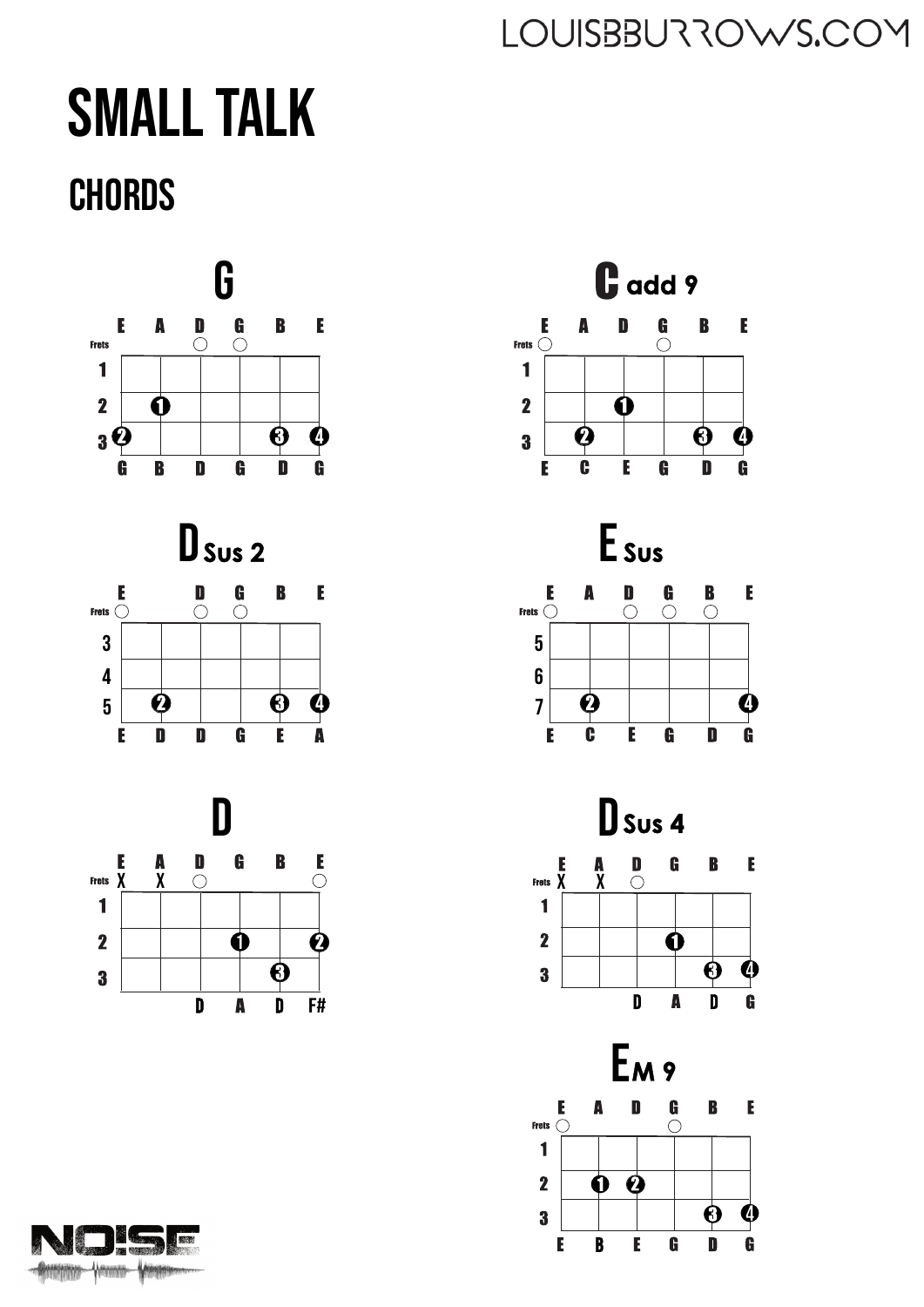# SMALL TALK

## CHORDS

### G

| | E | A | D | G | B | E |
|---|---|---|---|---|---|---|
| Frets | | | ○ | ○ | | |
| 1 | | | | | | |
| 2 | | 1 | | | | |
| 3 | 2 | | | | 3 | 4 |
| | G | B | D | G | D | G |

### C add 9

| | E | A | D | G | B | E |
|---|---|---|---|---|---|---|
| Frets | ○ | | | ○ | | |
| 1 | | | | | | |
| 2 | | | 1 | | | |
| 3 | | 2 | | | 3 | 4 |
| | E | C | E | G | D | G |

### D Sus 2

| | E | | D | G | B | E |
|---|---|---|---|---|---|---|
| Frets | ○ | | ○ | ○ | | |
| 3 | | | | | | |
| 4 | | | | | | |
| 5 | | 2 | | | 3 | 4 |
| | E | D | D | G | E | A |

### E Sus

| | E | A | D | G | B | E |
|---|---|---|---|---|---|---|
| Frets | ○ | | ○ | ○ | ○ | |
| 5 | | | | | | |
| 6 | | | | | | |
| 7 | | 2 | | | | 4 |
| | E | C | E | G | D | G |

### D

| | E | A | D | G | B | E |
|---|---|---|---|---|---|---|
| Frets | X | X | ○ | | | ○ |
| 1 | | | | | | |
| 2 | | | | 1 | | 2 |
| 3 | | | | | 3 | |
| | | | D | A | D | F# |

### D Sus 4

| | E | A | D | G | B | E |
|---|---|---|---|---|---|---|
| Frets | X | X | ○ | | | |
| 1 | | | | | | |
| 2 | | | | 1 | | |
| 3 | | | | | 3 | 4 |
| | | | D | A | D | G |

### Em 9

| | E | A | D | G | B | E |
|---|---|---|---|---|---|---|
| Frets | ○ | | | ○ | | |
| 1 | | | | | | |
| 2 | | 1 | 2 | | | |
| 3 | | | | | 3 | 4 |
| | E | B | E | G | D | G |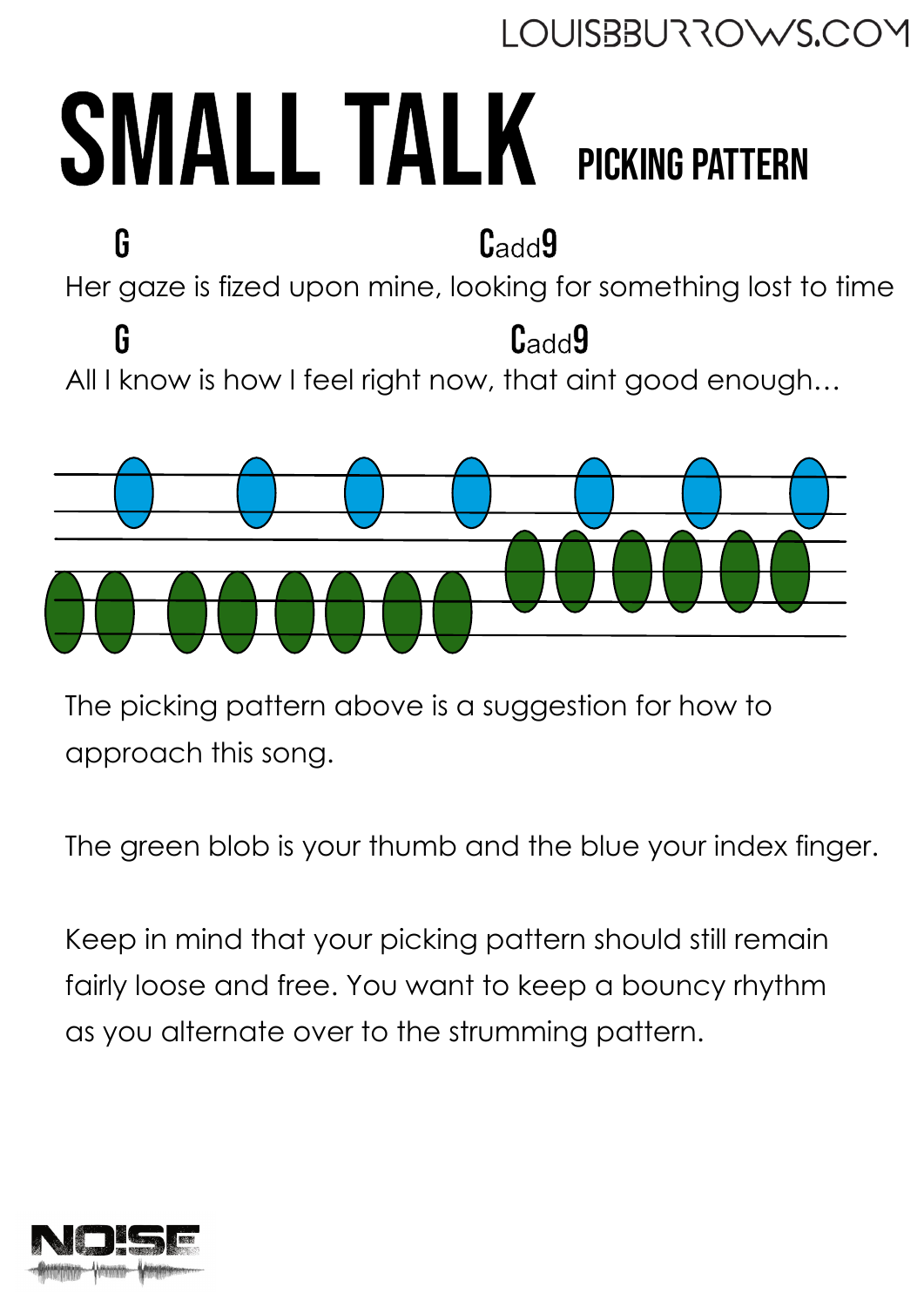# SMALL TALK PICKING PATTERN

```
    G                          Cadd9
Her gaze is fized upon mine, looking for something lost to time
    G                            Cadd9
All I know is how I feel right now, that aint good enough…
```

The picking pattern above is a suggestion for how to approach this song.

The green blob is your thumb and the blue your index finger.

Keep in mind that your picking pattern should still remain fairly loose and free. You want to keep a bouncy rhythm as you alternate over to the strumming pattern.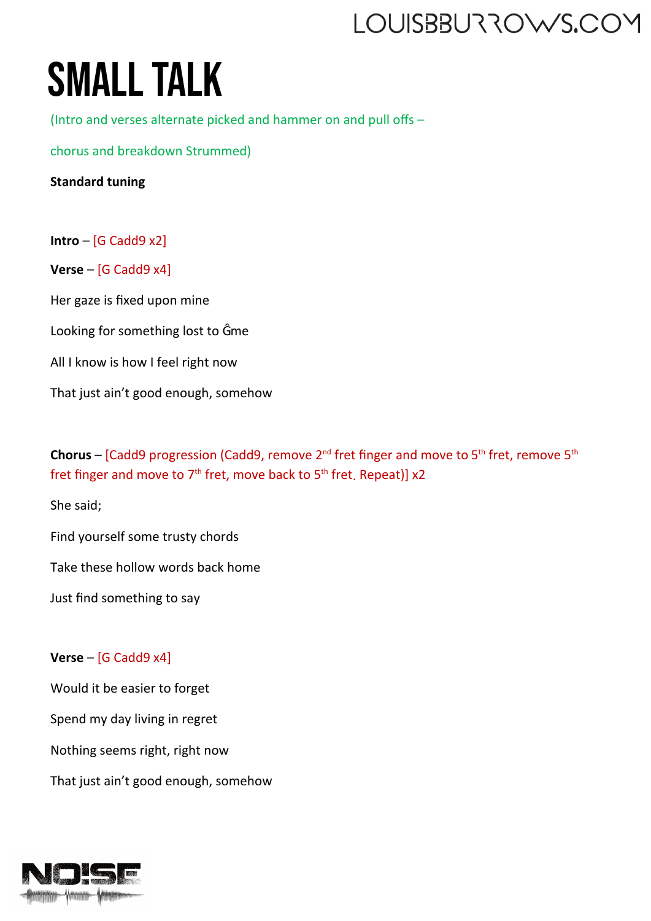# SMALL TALK

(Intro and verses alternate picked and hammer on and pull offs –

chorus and breakdown Strummed)

**Standard tuning**

**Intro** – [G Cadd9 x2]

**Verse** – [G Cadd9 x4]

Her gaze is fixed upon mine

Looking for something lost to Ĝme

All I know is how I feel right now

That just ain't good enough, somehow

**Chorus** – [Cadd9 progression (Cadd9, remove 2nd fret finger and move to 5th fret, remove 5th fret finger and move to 7th fret, move back to 5th fret. Repeat)] x2

She said;

Find yourself some trusty chords

Take these hollow words back home

Just find something to say

**Verse** – [G Cadd9 x4]

Would it be easier to forget

Spend my day living in regret

Nothing seems right, right now

That just ain't good enough, somehow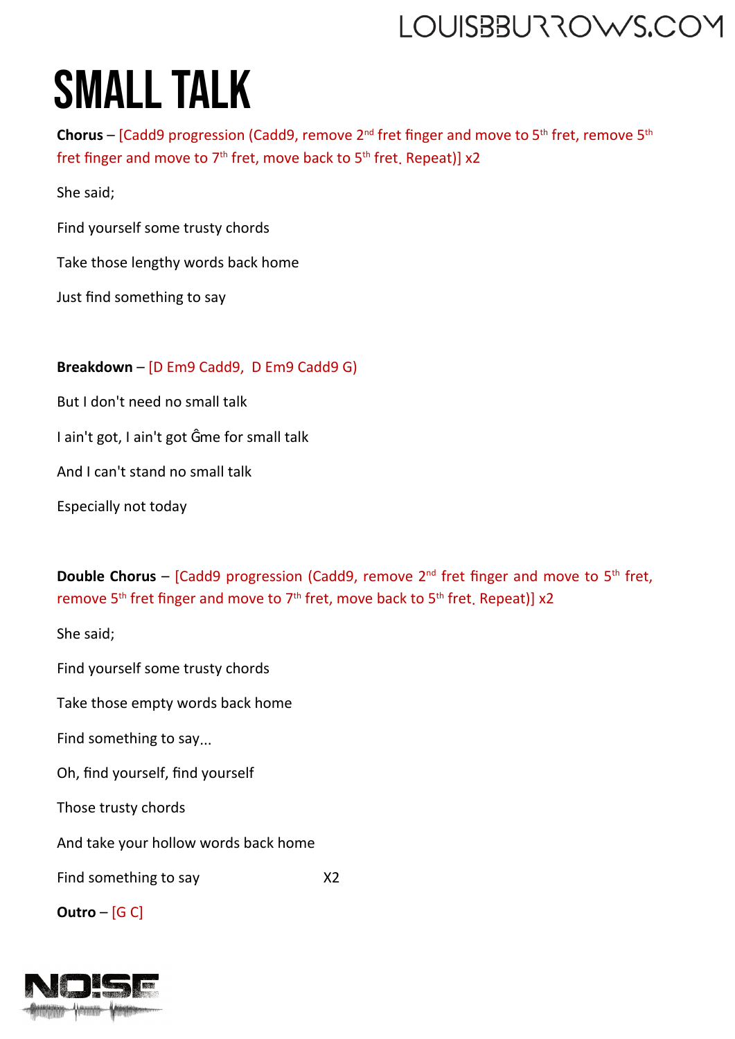# SMALL TALK

**Chorus** – [Cadd9 progression (Cadd9, remove 2nd fret finger and move to 5th fret, remove 5th fret finger and move to 7th fret, move back to 5th fret. Repeat)] x2

She said;

Find yourself some trusty chords

Take those lengthy words back home

Just find something to say

**Breakdown** – [D Em9 Cadd9, D Em9 Cadd9 G)

But I don't need no small talk

I ain't got, I ain't got Ĝme for small talk

And I can't stand no small talk

Especially not today

**Double Chorus** – [Cadd9 progression (Cadd9, remove 2nd fret finger and move to 5th fret, remove 5th fret finger and move to 7th fret, move back to 5th fret. Repeat)] x2

She said;

Find yourself some trusty chords

Take those empty words back home

Find something to say...

Oh, find yourself, find yourself

Those trusty chords

And take your hollow words back home

Find something to say X2

**Outro** – [G C]